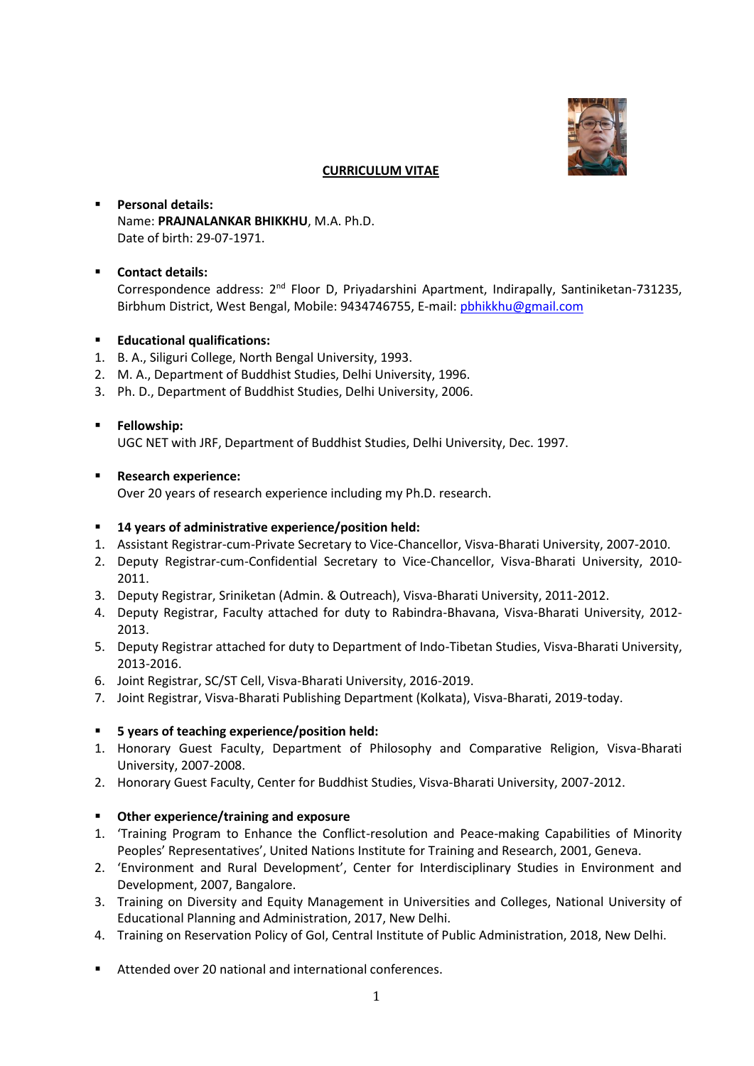# CURRICULUM VITAE

- **Personal details:**
  Name: **PRAJNALANKAR BHIKKHU**, M.A. Ph.D.
  Date of birth: 29-07-1971.

- **Contact details:**
  Correspondence address: 2nd Floor D, Priyadarshini Apartment, Indirapally, Santiniketan-731235, Birbhum District, West Bengal, Mobile: 9434746755, E-mail: pbhikkhu@gmail.com

- **Educational qualifications:**

1. B. A., Siliguri College, North Bengal University, 1993.
2. M. A., Department of Buddhist Studies, Delhi University, 1996.
3. Ph. D., Department of Buddhist Studies, Delhi University, 2006.

- **Fellowship:**
  UGC NET with JRF, Department of Buddhist Studies, Delhi University, Dec. 1997.

- **Research experience:**
  Over 20 years of research experience including my Ph.D. research.

- **14 years of administrative experience/position held:**

1. Assistant Registrar-cum-Private Secretary to Vice-Chancellor, Visva-Bharati University, 2007-2010.
2. Deputy Registrar-cum-Confidential Secretary to Vice-Chancellor, Visva-Bharati University, 2010-2011.
3. Deputy Registrar, Sriniketan (Admin. & Outreach), Visva-Bharati University, 2011-2012.
4. Deputy Registrar, Faculty attached for duty to Rabindra-Bhavana, Visva-Bharati University, 2012-2013.
5. Deputy Registrar attached for duty to Department of Indo-Tibetan Studies, Visva-Bharati University, 2013-2016.
6. Joint Registrar, SC/ST Cell, Visva-Bharati University, 2016-2019.
7. Joint Registrar, Visva-Bharati Publishing Department (Kolkata), Visva-Bharati, 2019-today.

- **5 years of teaching experience/position held:**

1. Honorary Guest Faculty, Department of Philosophy and Comparative Religion, Visva-Bharati University, 2007-2008.
2. Honorary Guest Faculty, Center for Buddhist Studies, Visva-Bharati University, 2007-2012.

- **Other experience/training and exposure**

1. 'Training Program to Enhance the Conflict-resolution and Peace-making Capabilities of Minority Peoples' Representatives', United Nations Institute for Training and Research, 2001, Geneva.
2. 'Environment and Rural Development', Center for Interdisciplinary Studies in Environment and Development, 2007, Bangalore.
3. Training on Diversity and Equity Management in Universities and Colleges, National University of Educational Planning and Administration, 2017, New Delhi.
4. Training on Reservation Policy of GoI, Central Institute of Public Administration, 2018, New Delhi.

- Attended over 20 national and international conferences.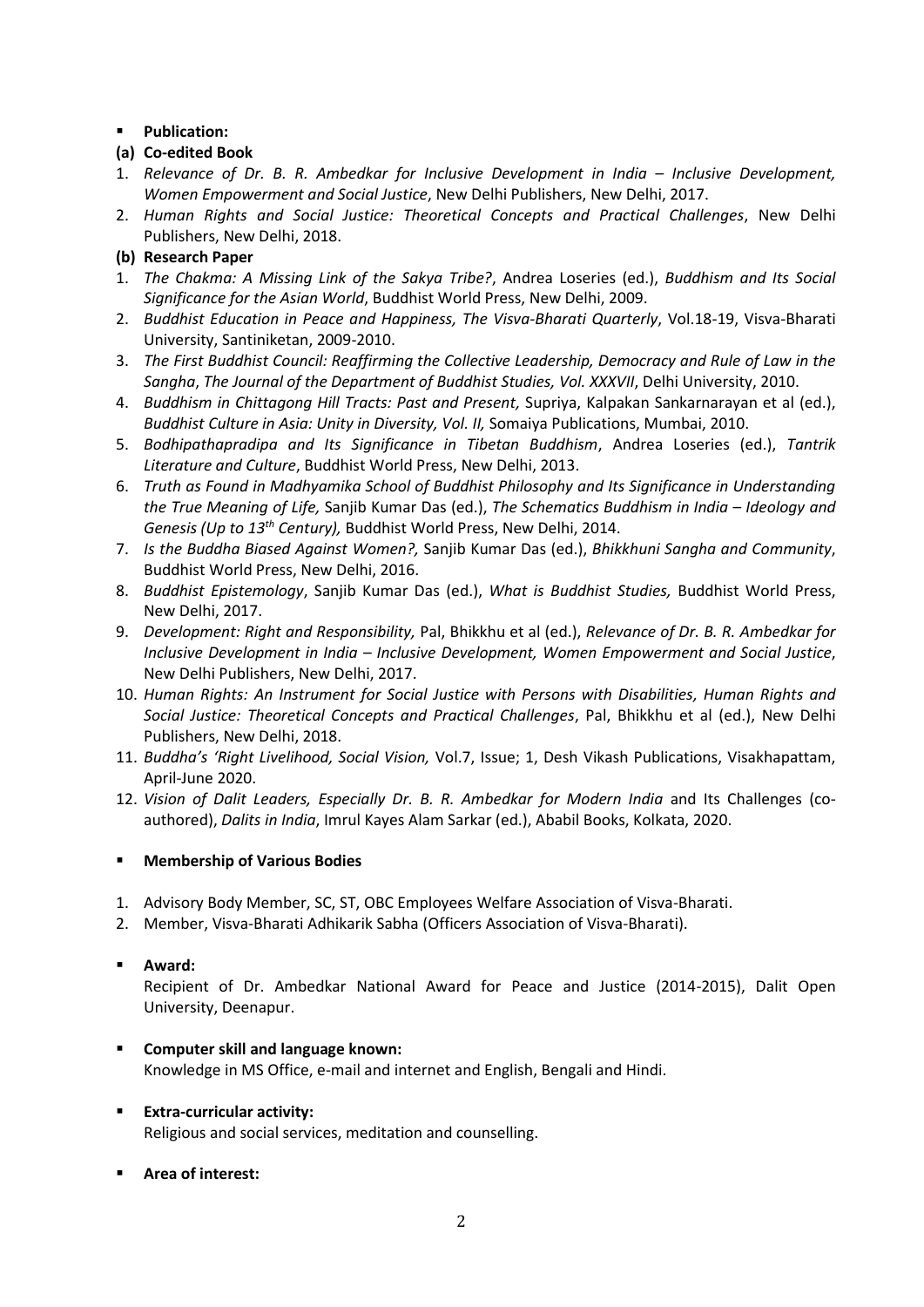- **Publication:**

**(a) Co-edited Book**

1. *Relevance of Dr. B. R. Ambedkar for Inclusive Development in India – Inclusive Development, Women Empowerment and Social Justice*, New Delhi Publishers, New Delhi, 2017.
2. *Human Rights and Social Justice: Theoretical Concepts and Practical Challenges*, New Delhi Publishers, New Delhi, 2018.

**(b) Research Paper**

1. *The Chakma: A Missing Link of the Sakya Tribe?*, Andrea Loseries (ed.), *Buddhism and Its Social Significance for the Asian World*, Buddhist World Press, New Delhi, 2009.
2. *Buddhist Education in Peace and Happiness, The Visva-Bharati Quarterly*, Vol.18-19, Visva-Bharati University, Santiniketan, 2009-2010.
3. *The First Buddhist Council: Reaffirming the Collective Leadership, Democracy and Rule of Law in the Sangha*, *The Journal of the Department of Buddhist Studies, Vol. XXXVII*, Delhi University, 2010.
4. *Buddhism in Chittagong Hill Tracts: Past and Present,* Supriya, Kalpakan Sankarnarayan et al (ed.), *Buddhist Culture in Asia: Unity in Diversity, Vol. II,* Somaiya Publications, Mumbai, 2010.
5. *Bodhipathapradipa and Its Significance in Tibetan Buddhism*, Andrea Loseries (ed.), *Tantrik Literature and Culture*, Buddhist World Press, New Delhi, 2013.
6. *Truth as Found in Madhyamika School of Buddhist Philosophy and Its Significance in Understanding the True Meaning of Life,* Sanjib Kumar Das (ed.), *The Schematics Buddhism in India – Ideology and Genesis (Up to 13th Century),* Buddhist World Press, New Delhi, 2014.
7. *Is the Buddha Biased Against Women?,* Sanjib Kumar Das (ed.), *Bhikkhuni Sangha and Community*, Buddhist World Press, New Delhi, 2016.
8. *Buddhist Epistemology*, Sanjib Kumar Das (ed.), *What is Buddhist Studies,* Buddhist World Press, New Delhi, 2017.
9. *Development: Right and Responsibility,* Pal, Bhikkhu et al (ed.), *Relevance of Dr. B. R. Ambedkar for Inclusive Development in India – Inclusive Development, Women Empowerment and Social Justice*, New Delhi Publishers, New Delhi, 2017.
10. *Human Rights: An Instrument for Social Justice with Persons with Disabilities, Human Rights and Social Justice: Theoretical Concepts and Practical Challenges*, Pal, Bhikkhu et al (ed.), New Delhi Publishers, New Delhi, 2018.
11. *Buddha's 'Right Livelihood, Social Vision,* Vol.7, Issue; 1, Desh Vikash Publications, Visakhapattam, April-June 2020.
12. *Vision of Dalit Leaders, Especially Dr. B. R. Ambedkar for Modern India* and Its Challenges (co-authored), *Dalits in India*, Imrul Kayes Alam Sarkar (ed.), Ababil Books, Kolkata, 2020.

- **Membership of Various Bodies**

1. Advisory Body Member, SC, ST, OBC Employees Welfare Association of Visva-Bharati.
2. Member, Visva-Bharati Adhikarik Sabha (Officers Association of Visva-Bharati).

- **Award:**

  Recipient of Dr. Ambedkar National Award for Peace and Justice (2014-2015), Dalit Open University, Deenapur.

- **Computer skill and language known:**

  Knowledge in MS Office, e-mail and internet and English, Bengali and Hindi.

- **Extra-curricular activity:**

  Religious and social services, meditation and counselling.

- **Area of interest:**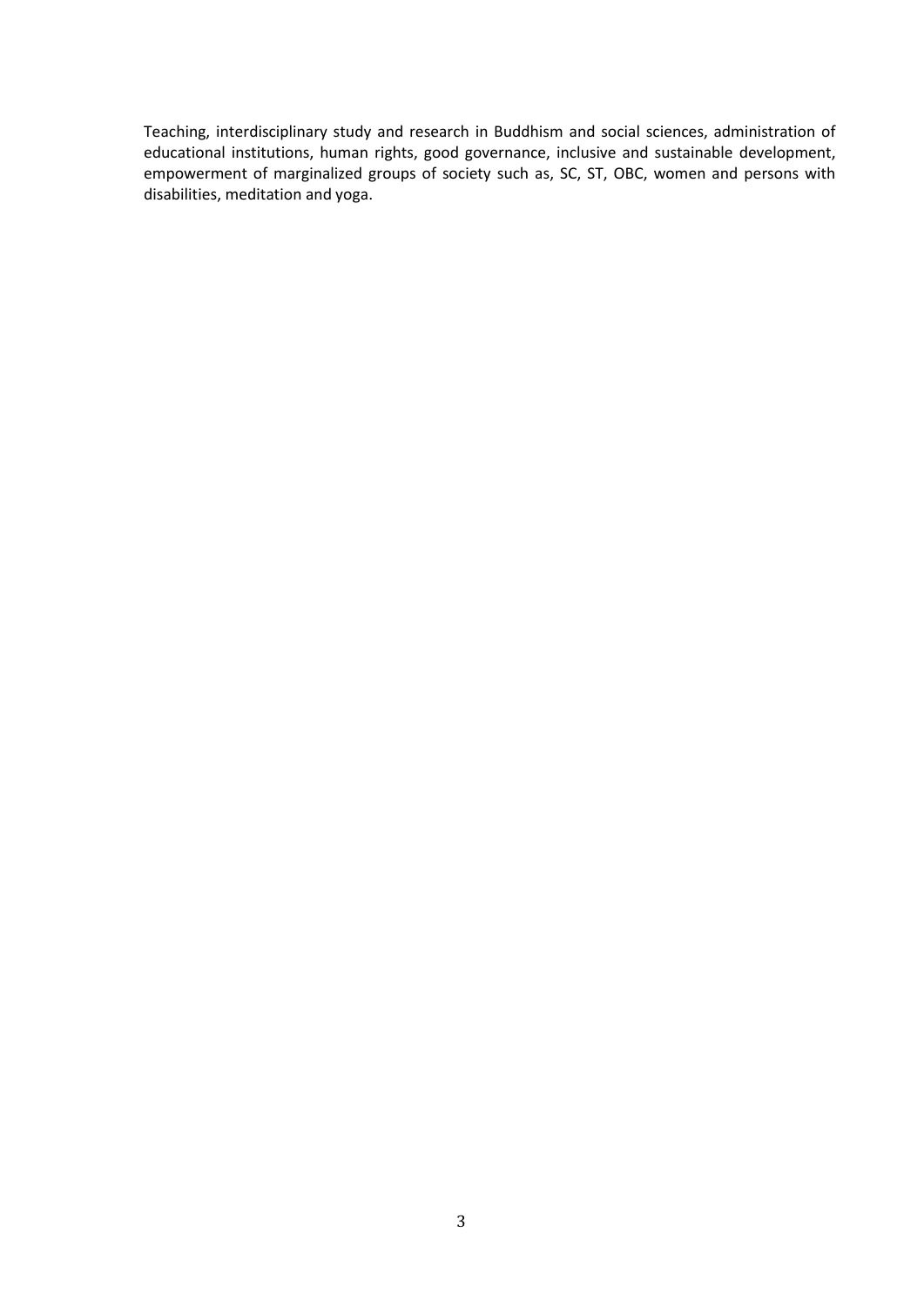Teaching, interdisciplinary study and research in Buddhism and social sciences, administration of educational institutions, human rights, good governance, inclusive and sustainable development, empowerment of marginalized groups of society such as, SC, ST, OBC, women and persons with disabilities, meditation and yoga.